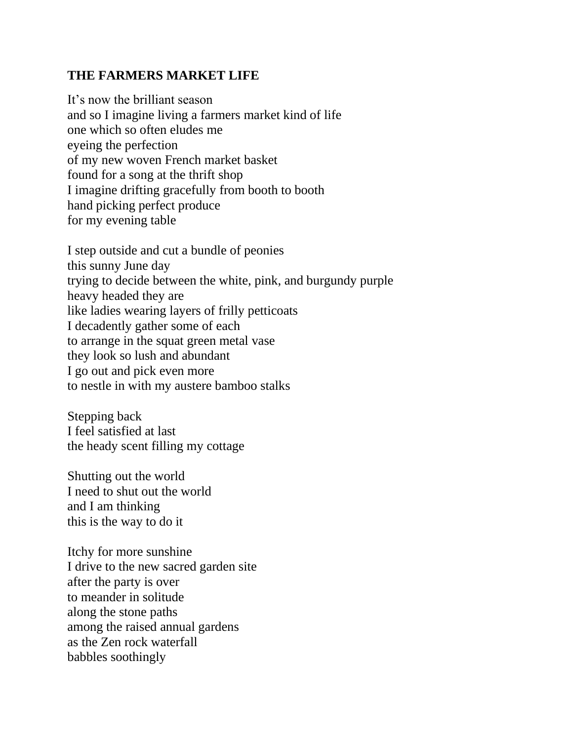**THE FARMERS MARKET LIFE**

It’s now the brilliant season  
and so I imagine living a farmers market kind of life  
one which so often eludes me  
eyeing the perfection  
of my new woven French market basket  
found for a song at the thrift shop  
I imagine drifting gracefully from booth to booth  
hand picking perfect produce  
for my evening table

I step outside and cut a bundle of peonies  
this sunny June day  
trying to decide between the white, pink, and burgundy purple  
heavy headed they are  
like ladies wearing layers of frilly petticoats  
I decadently gather some of each  
to arrange in the squat green metal vase  
they look so lush and abundant  
I go out and pick even more  
to nestle in with my austere bamboo stalks

Stepping back  
I feel satisfied at last  
the heady scent filling my cottage

Shutting out the world  
I need to shut out the world  
and I am thinking  
this is the way to do it

Itchy for more sunshine  
I drive to the new sacred garden site  
after the party is over  
to meander in solitude  
along the stone paths  
among the raised annual gardens  
as the Zen rock waterfall  
babbles soothingly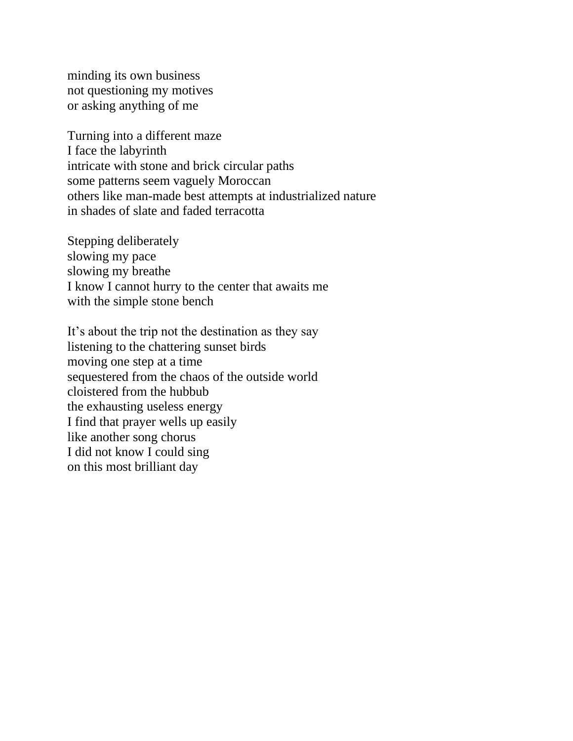minding its own business  
not questioning my motives  
or asking anything of me

Turning into a different maze  
I face the labyrinth  
intricate with stone and brick circular paths  
some patterns seem vaguely Moroccan  
others like man-made best attempts at industrialized nature  
in shades of slate and faded terracotta

Stepping deliberately  
slowing my pace  
slowing my breathe  
I know I cannot hurry to the center that awaits me  
with the simple stone bench

It's about the trip not the destination as they say  
listening to the chattering sunset birds  
moving one step at a time  
sequestered from the chaos of the outside world  
cloistered from the hubbub  
the exhausting useless energy  
I find that prayer wells up easily  
like another song chorus  
I did not know I could sing  
on this most brilliant day